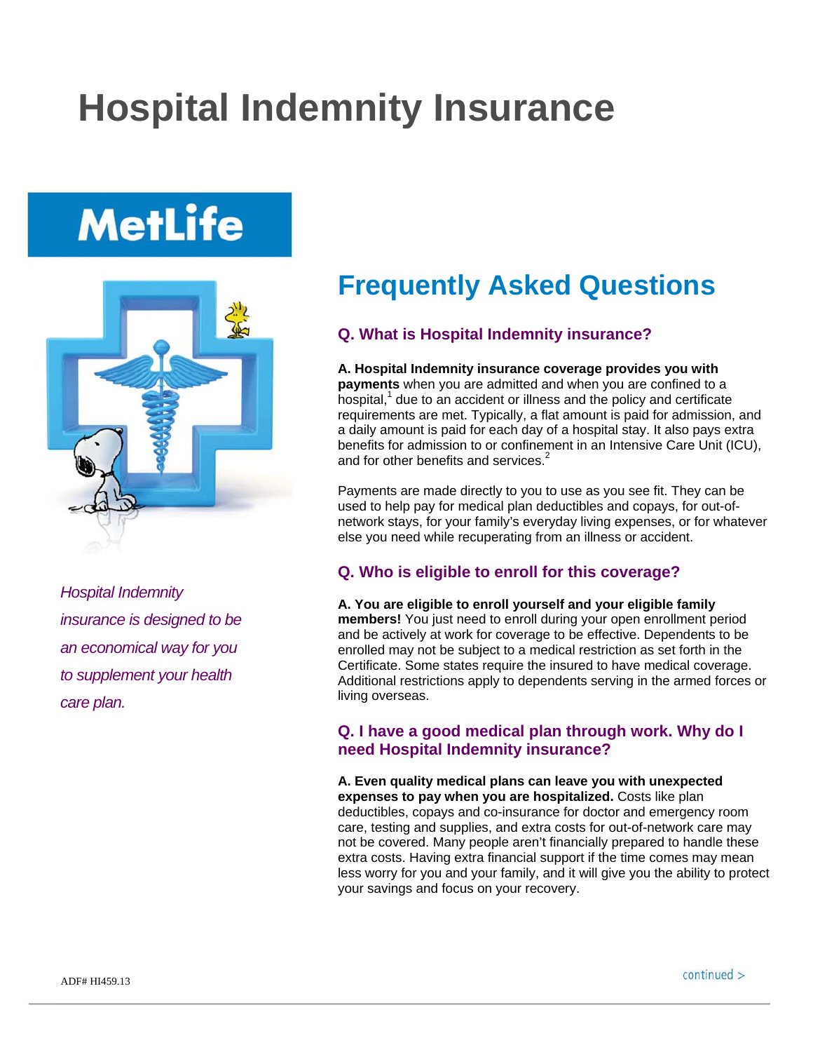# Hospital Indemnity Insurance

MetLife

*Hospital Indemnity insurance is designed to be an economical way for you to supplement your health care plan.*

## Frequently Asked Questions

### Q. What is Hospital Indemnity insurance?

**A. Hospital Indemnity insurance coverage provides you with payments** when you are admitted and when you are confined to a hospital,[1] due to an accident or illness and the policy and certificate requirements are met. Typically, a flat amount is paid for admission, and a daily amount is paid for each day of a hospital stay. It also pays extra benefits for admission to or confinement in an Intensive Care Unit (ICU), and for other benefits and services.[2]

Payments are made directly to you to use as you see fit. They can be used to help pay for medical plan deductibles and copays, for out-of-network stays, for your family's everyday living expenses, or for whatever else you need while recuperating from an illness or accident.

### Q. Who is eligible to enroll for this coverage?

**A. You are eligible to enroll yourself and your eligible family members!** You just need to enroll during your open enrollment period and be actively at work for coverage to be effective. Dependents to be enrolled may not be subject to a medical restriction as set forth in the Certificate. Some states require the insured to have medical coverage. Additional restrictions apply to dependents serving in the armed forces or living overseas.

### Q. I have a good medical plan through work. Why do I need Hospital Indemnity insurance?

**A. Even quality medical plans can leave you with unexpected expenses to pay when you are hospitalized.** Costs like plan deductibles, copays and co-insurance for doctor and emergency room care, testing and supplies, and extra costs for out-of-network care may not be covered. Many people aren't financially prepared to handle these extra costs. Having extra financial support if the time comes may mean less worry for you and your family, and it will give you the ability to protect your savings and focus on your recovery.

ADF# HI459.13

continued >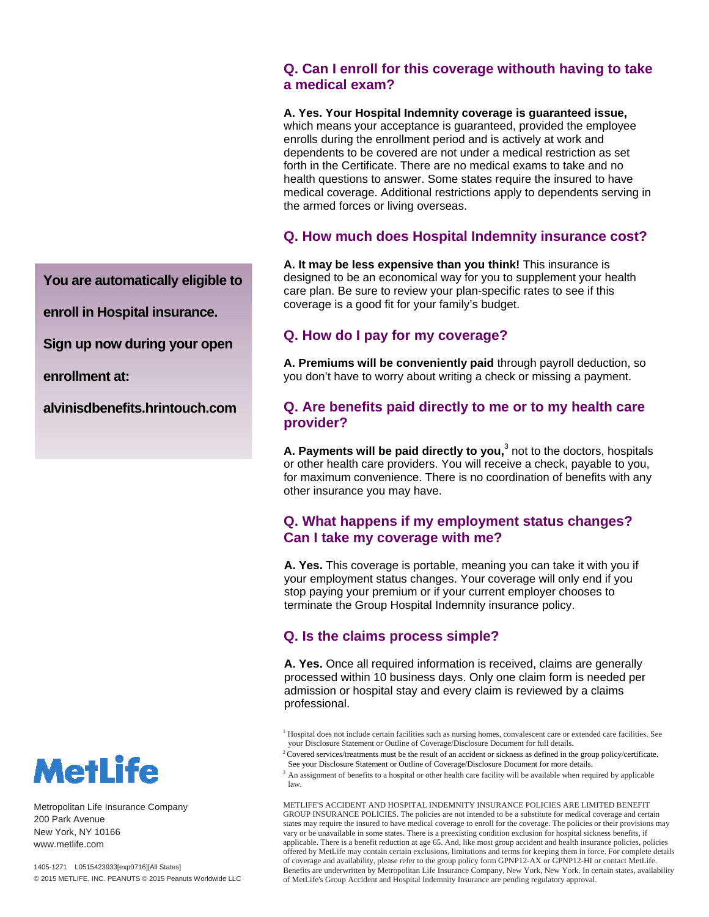## Q. Can I enroll for this coverage withouth having to take a medical exam?

**A. Yes. Your Hospital Indemnity coverage is guaranteed issue,** which means your acceptance is guaranteed, provided the employee enrolls during the enrollment period and is actively at work and dependents to be covered are not under a medical restriction as set forth in the Certificate. There are no medical exams to take and no health questions to answer. Some states require the insured to have medical coverage. Additional restrictions apply to dependents serving in the armed forces or living overseas.

## Q. How much does Hospital Indemnity insurance cost?

**A. It may be less expensive than you think!** This insurance is designed to be an economical way for you to supplement your health care plan. Be sure to review your plan-specific rates to see if this coverage is a good fit for your family's budget.

**You are automatically eligible to enroll in Hospital insurance. Sign up now during your open enrollment at:**

**alvinisdbenefits.hrintouch.com**

## Q. How do I pay for my coverage?

**A. Premiums will be conveniently paid** through payroll deduction, so you don't have to worry about writing a check or missing a payment.

## Q. Are benefits paid directly to me or to my health care provider?

**A. Payments will be paid directly to you,**[3] not to the doctors, hospitals or other health care providers. You will receive a check, payable to you, for maximum convenience. There is no coordination of benefits with any other insurance you may have.

## Q. What happens if my employment status changes? Can I take my coverage with me?

**A. Yes.** This coverage is portable, meaning you can take it with you if your employment status changes. Your coverage will only end if you stop paying your premium or if your current employer chooses to terminate the Group Hospital Indemnity insurance policy.

## Q. Is the claims process simple?

**A. Yes.** Once all required information is received, claims are generally processed within 10 business days. Only one claim form is needed per admission or hospital stay and every claim is reviewed by a claims professional.

[1] Hospital does not include certain facilities such as nursing homes, convalescent care or extended care facilities. See your Disclosure Statement or Outline of Coverage/Disclosure Document for full details.

[2] Covered services/treatments must be the result of an accident or sickness as defined in the group policy/certificate. See your Disclosure Statement or Outline of Coverage/Disclosure Document for more details.

[3] An assignment of benefits to a hospital or other health care facility will be available when required by applicable law.

METLIFE'S ACCIDENT AND HOSPITAL INDEMNITY INSURANCE POLICIES ARE LIMITED BENEFIT GROUP INSURANCE POLICIES. The policies are not intended to be a substitute for medical coverage and certain states may require the insured to have medical coverage to enroll for the coverage. The policies or their provisions may vary or be unavailable in some states. There is a preexisting condition exclusion for hospital sickness benefits, if applicable. There is a benefit reduction at age 65. And, like most group accident and health insurance policies, policies offered by MetLife may contain certain exclusions, limitations and terms for keeping them in force. For complete details of coverage and availability, please refer to the group policy form GPNP12-AX or GPNP12-HI or contact MetLife. Benefits are underwritten by Metropolitan Life Insurance Company, New York, New York. In certain states, availability of MetLife's Group Accident and Hospital Indemnity Insurance are pending regulatory approval.

MetLife

Metropolitan Life Insurance Company
200 Park Avenue
New York, NY 10166
www.metlife.com

1405-1271 L0515423933[exp0716][All States]
© 2015 METLIFE, INC. PEANUTS © 2015 Peanuts Worldwide LLC